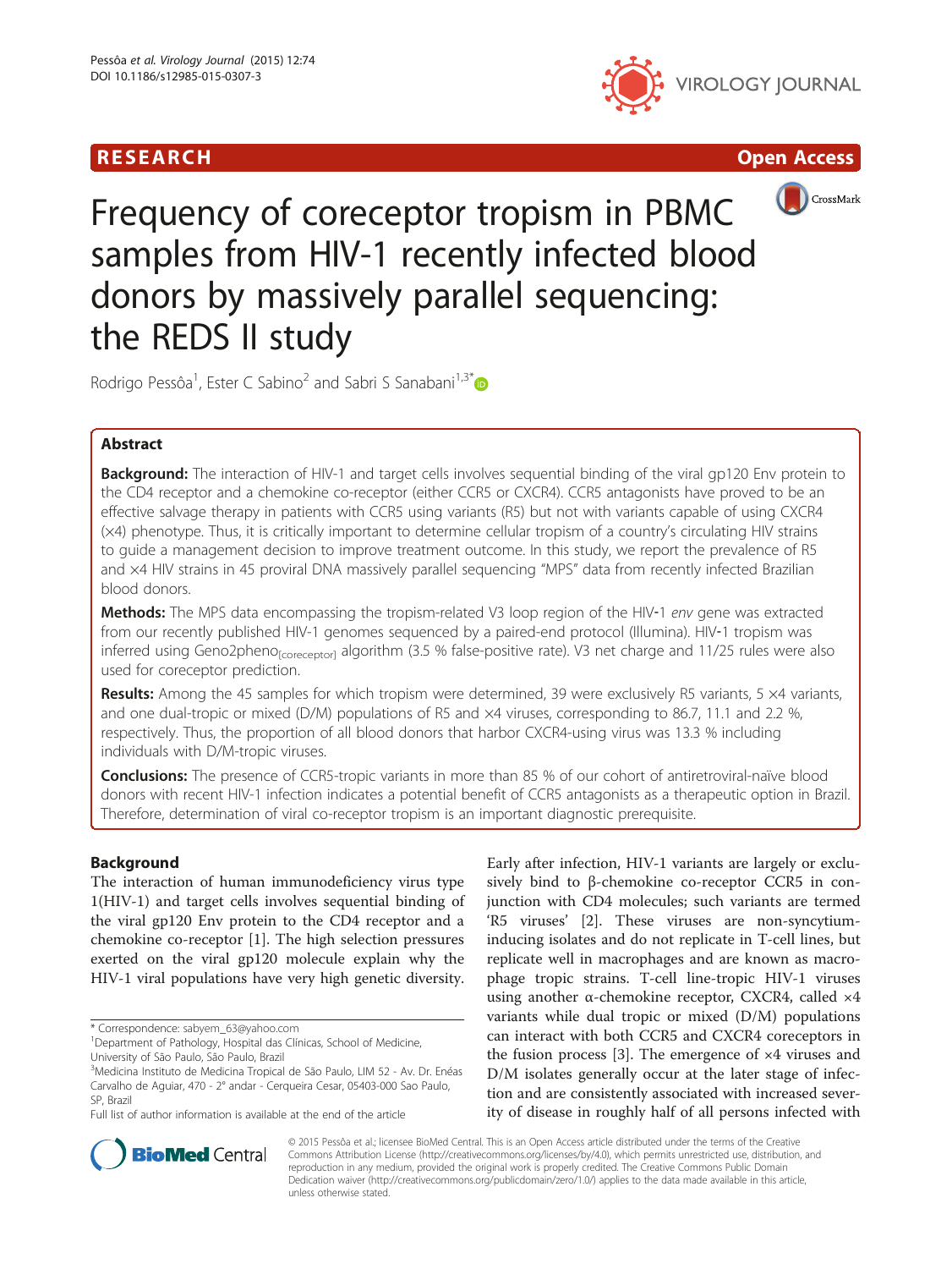# Frequency of coreceptor tropism in PBMC samples from HIV-1 recently infected blood donors by massively parallel sequencing: the REDS II study

Rodrigo Pessôa[1], Ester C Sabino[2] and Sabri S Sanabani[1,3*]

## Abstract

**Background:** The interaction of HIV-1 and target cells involves sequential binding of the viral gp120 Env protein to the CD4 receptor and a chemokine co-receptor (either CCR5 or CXCR4). CCR5 antagonists have proved to be an effective salvage therapy in patients with CCR5 using variants (R5) but not with variants capable of using CXCR4 (×4) phenotype. Thus, it is critically important to determine cellular tropism of a country's circulating HIV strains to guide a management decision to improve treatment outcome. In this study, we report the prevalence of R5 and ×4 HIV strains in 45 proviral DNA massively parallel sequencing "MPS" data from recently infected Brazilian blood donors.

**Methods:** The MPS data encompassing the tropism-related V3 loop region of the HIV-1 *env* gene was extracted from our recently published HIV-1 genomes sequenced by a paired-end protocol (Illumina). HIV-1 tropism was inferred using $\text{Geno2pheno}_{[\text{coreceptor}]}$ algorithm (3.5 % false-positive rate). V3 net charge and 11/25 rules were also used for coreceptor prediction.

**Results:** Among the 45 samples for which tropism were determined, 39 were exclusively R5 variants, 5 ×4 variants, and one dual-tropic or mixed (D/M) populations of R5 and ×4 viruses, corresponding to 86.7, 11.1 and 2.2 %, respectively. Thus, the proportion of all blood donors that harbor CXCR4-using virus was 13.3 % including individuals with D/M-tropic viruses.

**Conclusions:** The presence of CCR5-tropic variants in more than 85 % of our cohort of antiretroviral-naïve blood donors with recent HIV-1 infection indicates a potential benefit of CCR5 antagonists as a therapeutic option in Brazil. Therefore, determination of viral co-receptor tropism is an important diagnostic prerequisite.

## Background

The interaction of human immunodeficiency virus type 1(HIV-1) and target cells involves sequential binding of the viral gp120 Env protein to the CD4 receptor and a chemokine co-receptor [1]. The high selection pressures exerted on the viral gp120 molecule explain why the HIV-1 viral populations have very high genetic diversity. Early after infection, HIV-1 variants are largely or exclusively bind to β-chemokine co-receptor CCR5 in conjunction with CD4 molecules; such variants are termed 'R5 viruses' [2]. These viruses are non-syncytium-inducing isolates and do not replicate in T-cell lines, but replicate well in macrophages and are known as macrophage tropic strains. T-cell line-tropic HIV-1 viruses using another α-chemokine receptor, CXCR4, called ×4 variants while dual tropic or mixed (D/M) populations can interact with both CCR5 and CXCR4 coreceptors in the fusion process [3]. The emergence of ×4 viruses and D/M isolates generally occur at the later stage of infection and are consistently associated with increased severity of disease in roughly half of all persons infected with

* Correspondence: sabyem_63@yahoo.com
[1]Department of Pathology, Hospital das Clínicas, School of Medicine, University of São Paulo, São Paulo, Brazil
[3]Medicina Instituto de Medicina Tropical de São Paulo, LIM 52 - Av. Dr. Enéas Carvalho de Aguiar, 470 - 2° andar - Cerqueira Cesar, 05403-000 Sao Paulo, SP, Brazil
Full list of author information is available at the end of the article

© 2015 Pessôa et al.; licensee BioMed Central. This is an Open Access article distributed under the terms of the Creative Commons Attribution License (http://creativecommons.org/licenses/by/4.0), which permits unrestricted use, distribution, and reproduction in any medium, provided the original work is properly credited. The Creative Commons Public Domain Dedication waiver (http://creativecommons.org/publicdomain/zero/1.0/) applies to the data made available in this article, unless otherwise stated.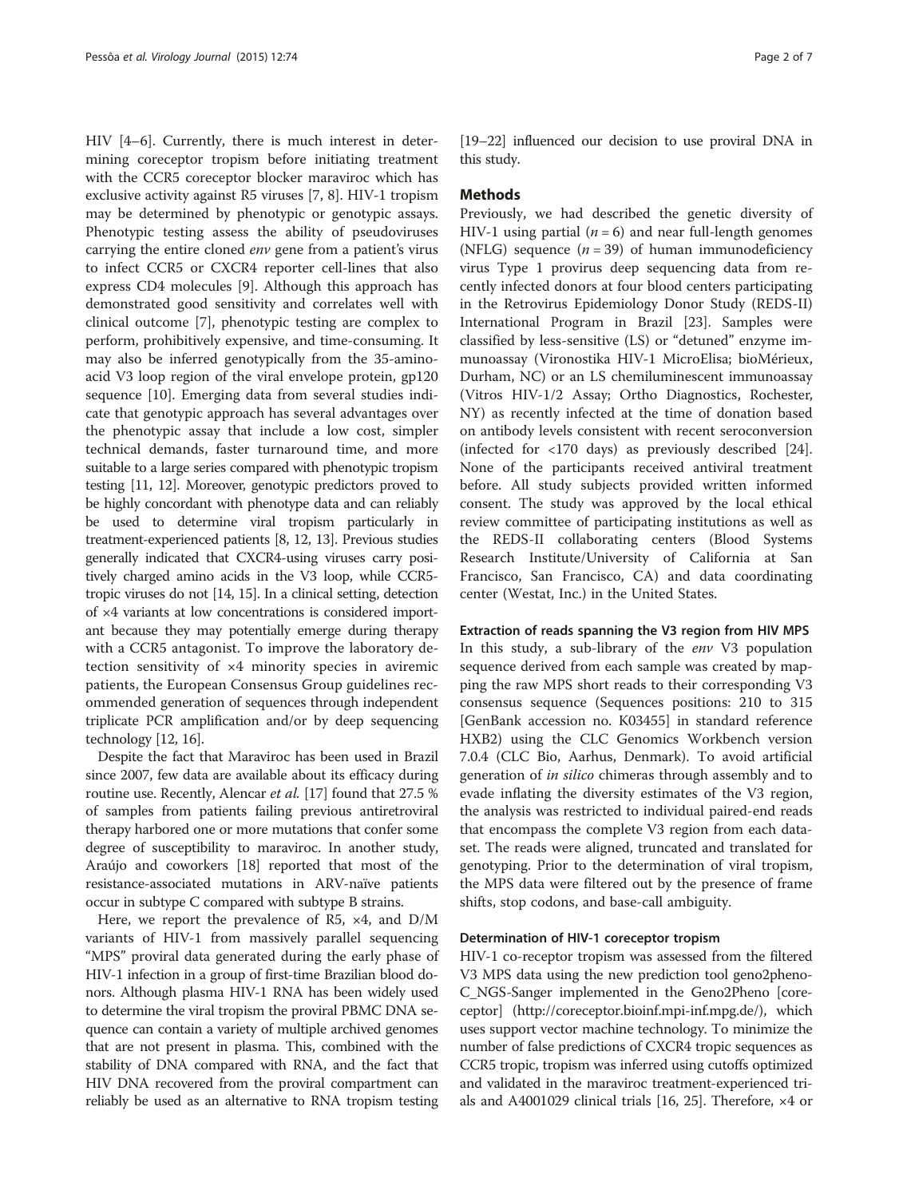HIV [4–6]. Currently, there is much interest in determining coreceptor tropism before initiating treatment with the CCR5 coreceptor blocker maraviroc which has exclusive activity against R5 viruses [7, 8]. HIV-1 tropism may be determined by phenotypic or genotypic assays. Phenotypic testing assess the ability of pseudoviruses carrying the entire cloned *env* gene from a patient's virus to infect CCR5 or CXCR4 reporter cell-lines that also express CD4 molecules [9]. Although this approach has demonstrated good sensitivity and correlates well with clinical outcome [7], phenotypic testing are complex to perform, prohibitively expensive, and time-consuming. It may also be inferred genotypically from the 35-amino-acid V3 loop region of the viral envelope protein, gp120 sequence [10]. Emerging data from several studies indicate that genotypic approach has several advantages over the phenotypic assay that include a low cost, simpler technical demands, faster turnaround time, and more suitable to a large series compared with phenotypic tropism testing [11, 12]. Moreover, genotypic predictors proved to be highly concordant with phenotype data and can reliably be used to determine viral tropism particularly in treatment-experienced patients [8, 12, 13]. Previous studies generally indicated that CXCR4-using viruses carry positively charged amino acids in the V3 loop, while CCR5-tropic viruses do not [14, 15]. In a clinical setting, detection of ×4 variants at low concentrations is considered important because they may potentially emerge during therapy with a CCR5 antagonist. To improve the laboratory detection sensitivity of ×4 minority species in aviremic patients, the European Consensus Group guidelines recommended generation of sequences through independent triplicate PCR amplification and/or by deep sequencing technology [12, 16].

Despite the fact that Maraviroc has been used in Brazil since 2007, few data are available about its efficacy during routine use. Recently, Alencar *et al.* [17] found that 27.5 % of samples from patients failing previous antiretroviral therapy harbored one or more mutations that confer some degree of susceptibility to maraviroc. In another study, Araújo and coworkers [18] reported that most of the resistance-associated mutations in ARV-naïve patients occur in subtype C compared with subtype B strains.

Here, we report the prevalence of R5, ×4, and D/M variants of HIV-1 from massively parallel sequencing "MPS" proviral data generated during the early phase of HIV-1 infection in a group of first-time Brazilian blood donors. Although plasma HIV-1 RNA has been widely used to determine the viral tropism the proviral PBMC DNA sequence can contain a variety of multiple archived genomes that are not present in plasma. This, combined with the stability of DNA compared with RNA, and the fact that HIV DNA recovered from the proviral compartment can reliably be used as an alternative to RNA tropism testing [19–22] influenced our decision to use proviral DNA in this study.

## Methods

Previously, we had described the genetic diversity of HIV-1 using partial ($n = 6$) and near full-length genomes (NFLG) sequence ($n = 39$) of human immunodeficiency virus Type 1 provirus deep sequencing data from recently infected donors at four blood centers participating in the Retrovirus Epidemiology Donor Study (REDS-II) International Program in Brazil [23]. Samples were classified by less-sensitive (LS) or "detuned" enzyme immunoassay (Vironostika HIV-1 MicroElisa; bioMérieux, Durham, NC) or an LS chemiluminescent immunoassay (Vitros HIV-1/2 Assay; Ortho Diagnostics, Rochester, NY) as recently infected at the time of donation based on antibody levels consistent with recent seroconversion (infected for <170 days) as previously described [24]. None of the participants received antiviral treatment before. All study subjects provided written informed consent. The study was approved by the local ethical review committee of participating institutions as well as the REDS-II collaborating centers (Blood Systems Research Institute/University of California at San Francisco, San Francisco, CA) and data coordinating center (Westat, Inc.) in the United States.

### Extraction of reads spanning the V3 region from HIV MPS

In this study, a sub-library of the *env* V3 population sequence derived from each sample was created by mapping the raw MPS short reads to their corresponding V3 consensus sequence (Sequences positions: 210 to 315 [GenBank accession no. K03455] in standard reference HXB2) using the CLC Genomics Workbench version 7.0.4 (CLC Bio, Aarhus, Denmark). To avoid artificial generation of *in silico* chimeras through assembly and to evade inflating the diversity estimates of the V3 region, the analysis was restricted to individual paired-end reads that encompass the complete V3 region from each dataset. The reads were aligned, truncated and translated for genotyping. Prior to the determination of viral tropism, the MPS data were filtered out by the presence of frame shifts, stop codons, and base-call ambiguity.

### Determination of HIV-1 coreceptor tropism

HIV-1 co-receptor tropism was assessed from the filtered V3 MPS data using the new prediction tool geno2pheno-C_NGS-Sanger implemented in the Geno2Pheno [coreceptor] (http://coreceptor.bioinf.mpi-inf.mpg.de/), which uses support vector machine technology. To minimize the number of false predictions of CXCR4 tropic sequences as CCR5 tropic, tropism was inferred using cutoffs optimized and validated in the maraviroc treatment-experienced trials and A4001029 clinical trials [16, 25]. Therefore, ×4 or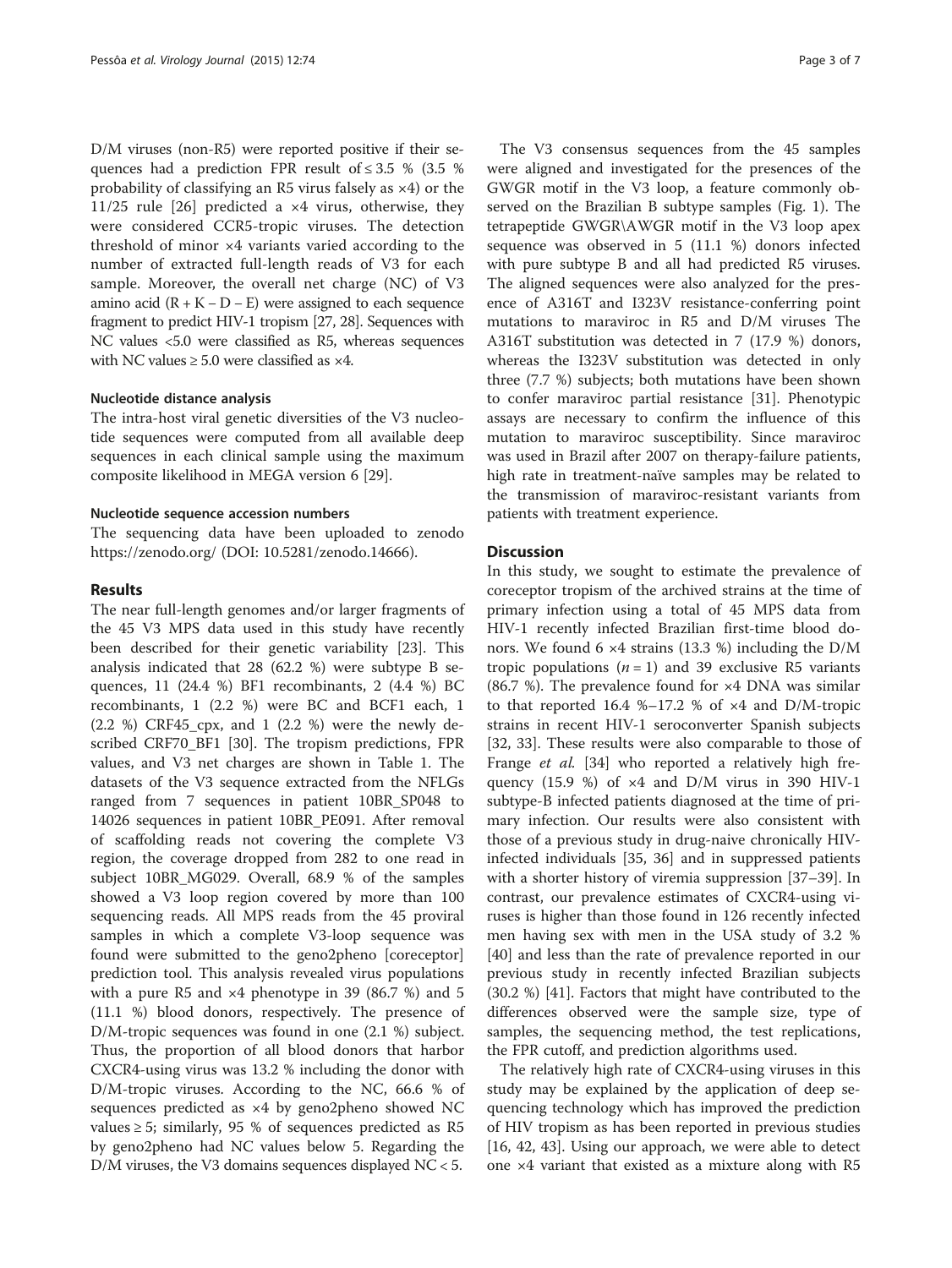D/M viruses (non-R5) were reported positive if their sequences had a prediction FPR result of ≤ 3.5 % (3.5 % probability of classifying an R5 virus falsely as ×4) or the 11/25 rule [26] predicted a ×4 virus, otherwise, they were considered CCR5-tropic viruses. The detection threshold of minor ×4 variants varied according to the number of extracted full-length reads of V3 for each sample. Moreover, the overall net charge (NC) of V3 amino acid (R + K – D – E) were assigned to each sequence fragment to predict HIV-1 tropism [27, 28]. Sequences with NC values <5.0 were classified as R5, whereas sequences with NC values ≥ 5.0 were classified as ×4.

#### Nucleotide distance analysis

The intra-host viral genetic diversities of the V3 nucleotide sequences were computed from all available deep sequences in each clinical sample using the maximum composite likelihood in MEGA version 6 [29].

#### Nucleotide sequence accession numbers

The sequencing data have been uploaded to zenodo https://zenodo.org/ (DOI: 10.5281/zenodo.14666).

### Results

The near full-length genomes and/or larger fragments of the 45 V3 MPS data used in this study have recently been described for their genetic variability [23]. This analysis indicated that 28 (62.2 %) were subtype B sequences, 11 (24.4 %) BF1 recombinants, 2 (4.4 %) BC recombinants, 1 (2.2 %) were BC and BCF1 each, 1 (2.2 %) CRF45_cpx, and 1 (2.2 %) were the newly described CRF70_BF1 [30]. The tropism predictions, FPR values, and V3 net charges are shown in Table 1. The datasets of the V3 sequence extracted from the NFLGs ranged from 7 sequences in patient 10BR_SP048 to 14026 sequences in patient 10BR_PE091. After removal of scaffolding reads not covering the complete V3 region, the coverage dropped from 282 to one read in subject 10BR_MG029. Overall, 68.9 % of the samples showed a V3 loop region covered by more than 100 sequencing reads. All MPS reads from the 45 proviral samples in which a complete V3-loop sequence was found were submitted to the geno2pheno [coreceptor] prediction tool. This analysis revealed virus populations with a pure R5 and ×4 phenotype in 39 (86.7 %) and 5 (11.1 %) blood donors, respectively. The presence of D/M-tropic sequences was found in one (2.1 %) subject. Thus, the proportion of all blood donors that harbor CXCR4-using virus was 13.2 % including the donor with D/M-tropic viruses. According to the NC, 66.6 % of sequences predicted as ×4 by geno2pheno showed NC values ≥ 5; similarly, 95 % of sequences predicted as R5 by geno2pheno had NC values below 5. Regarding the D/M viruses, the V3 domains sequences displayed NC < 5.

The V3 consensus sequences from the 45 samples were aligned and investigated for the presences of the GWGR motif in the V3 loop, a feature commonly observed on the Brazilian B subtype samples (Fig. 1). The tetrapeptide GWGR\AWGR motif in the V3 loop apex sequence was observed in 5 (11.1 %) donors infected with pure subtype B and all had predicted R5 viruses. The aligned sequences were also analyzed for the presence of A316T and I323V resistance-conferring point mutations to maraviroc in R5 and D/M viruses The A316T substitution was detected in 7 (17.9 %) donors, whereas the I323V substitution was detected in only three (7.7 %) subjects; both mutations have been shown to confer maraviroc partial resistance [31]. Phenotypic assays are necessary to confirm the influence of this mutation to maraviroc susceptibility. Since maraviroc was used in Brazil after 2007 on therapy-failure patients, high rate in treatment-naïve samples may be related to the transmission of maraviroc-resistant variants from patients with treatment experience.

### Discussion

In this study, we sought to estimate the prevalence of coreceptor tropism of the archived strains at the time of primary infection using a total of 45 MPS data from HIV-1 recently infected Brazilian first-time blood donors. We found 6 ×4 strains (13.3 %) including the D/M tropic populations ($n = 1$) and 39 exclusive R5 variants (86.7 %). The prevalence found for ×4 DNA was similar to that reported 16.4 %–17.2 % of ×4 and D/M-tropic strains in recent HIV-1 seroconverter Spanish subjects [32, 33]. These results were also comparable to those of Frange *et al.* [34] who reported a relatively high frequency (15.9 %) of ×4 and D/M virus in 390 HIV-1 subtype-B infected patients diagnosed at the time of primary infection. Our results were also consistent with those of a previous study in drug-naive chronically HIV-infected individuals [35, 36] and in suppressed patients with a shorter history of viremia suppression [37–39]. In contrast, our prevalence estimates of CXCR4-using viruses is higher than those found in 126 recently infected men having sex with men in the USA study of 3.2 % [40] and less than the rate of prevalence reported in our previous study in recently infected Brazilian subjects (30.2 %) [41]. Factors that might have contributed to the differences observed were the sample size, type of samples, the sequencing method, the test replications, the FPR cutoff, and prediction algorithms used.

The relatively high rate of CXCR4-using viruses in this study may be explained by the application of deep sequencing technology which has improved the prediction of HIV tropism as has been reported in previous studies [16, 42, 43]. Using our approach, we were able to detect one ×4 variant that existed as a mixture along with R5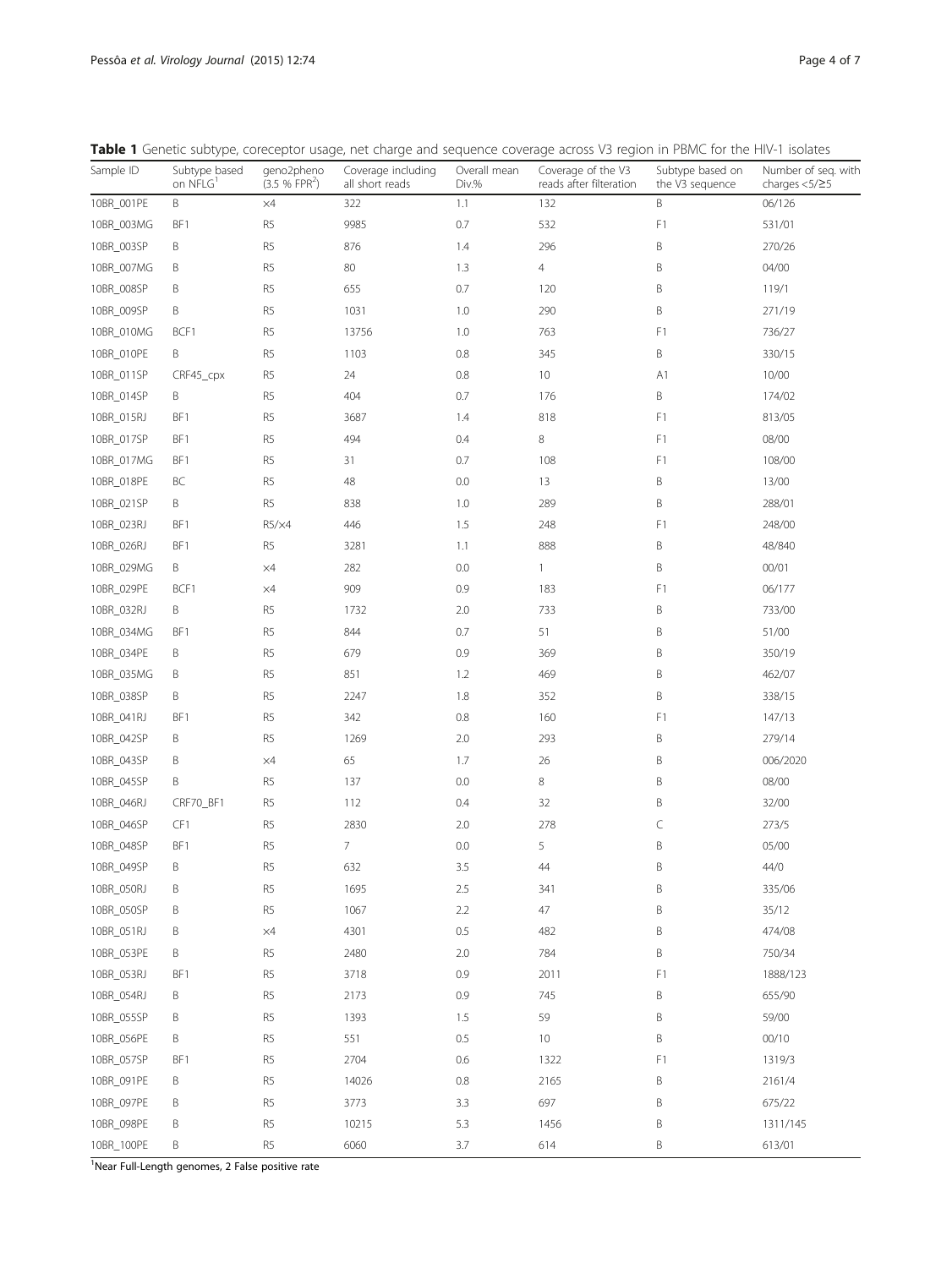**Table 1** Genetic subtype, coreceptor usage, net charge and sequence coverage across V3 region in PBMC for the HIV-1 isolates

| Sample ID | Subtype based on NFLG[1] | geno2pheno (3.5 % FPR[2]) | Coverage including all short reads | Overall mean Div.% | Coverage of the V3 reads after filtration | Subtype based on the V3 sequence | Number of seq. with charges <5/≥5 |
|---|---|---|---|---|---|---|---|
| 10BR_001PE | B | ×4 | 322 | 1.1 | 132 | B | 06/126 |
| 10BR_003MG | BF1 | R5 | 9985 | 0.7 | 532 | F1 | 531/01 |
| 10BR_003SP | B | R5 | 876 | 1.4 | 296 | B | 270/26 |
| 10BR_007MG | B | R5 | 80 | 1.3 | 4 | B | 04/00 |
| 10BR_008SP | B | R5 | 655 | 0.7 | 120 | B | 119/1 |
| 10BR_009SP | B | R5 | 1031 | 1.0 | 290 | B | 271/19 |
| 10BR_010MG | BCF1 | R5 | 13756 | 1.0 | 763 | F1 | 736/27 |
| 10BR_010PE | B | R5 | 1103 | 0.8 | 345 | B | 330/15 |
| 10BR_011SP | CRF45_cpx | R5 | 24 | 0.8 | 10 | A1 | 10/00 |
| 10BR_014SP | B | R5 | 404 | 0.7 | 176 | B | 174/02 |
| 10BR_015RJ | BF1 | R5 | 3687 | 1.4 | 818 | F1 | 813/05 |
| 10BR_017SP | BF1 | R5 | 494 | 0.4 | 8 | F1 | 08/00 |
| 10BR_017MG | BF1 | R5 | 31 | 0.7 | 108 | F1 | 108/00 |
| 10BR_018PE | BC | R5 | 48 | 0.0 | 13 | B | 13/00 |
| 10BR_021SP | B | R5 | 838 | 1.0 | 289 | B | 288/01 |
| 10BR_023RJ | BF1 | R5/×4 | 446 | 1.5 | 248 | F1 | 248/00 |
| 10BR_026RJ | BF1 | R5 | 3281 | 1.1 | 888 | B | 48/840 |
| 10BR_029MG | B | ×4 | 282 | 0.0 | 1 | B | 00/01 |
| 10BR_029PE | BCF1 | ×4 | 909 | 0.9 | 183 | F1 | 06/177 |
| 10BR_032RJ | B | R5 | 1732 | 2.0 | 733 | B | 733/00 |
| 10BR_034MG | BF1 | R5 | 844 | 0.7 | 51 | B | 51/00 |
| 10BR_034PE | B | R5 | 679 | 0.9 | 369 | B | 350/19 |
| 10BR_035MG | B | R5 | 851 | 1.2 | 469 | B | 462/07 |
| 10BR_038SP | B | R5 | 2247 | 1.8 | 352 | B | 338/15 |
| 10BR_041RJ | BF1 | R5 | 342 | 0.8 | 160 | F1 | 147/13 |
| 10BR_042SP | B | R5 | 1269 | 2.0 | 293 | B | 279/14 |
| 10BR_043SP | B | ×4 | 65 | 1.7 | 26 | B | 006/2020 |
| 10BR_045SP | B | R5 | 137 | 0.0 | 8 | B | 08/00 |
| 10BR_046RJ | CRF70_BF1 | R5 | 112 | 0.4 | 32 | B | 32/00 |
| 10BR_046SP | CF1 | R5 | 2830 | 2.0 | 278 | C | 273/5 |
| 10BR_048SP | BF1 | R5 | 7 | 0.0 | 5 | B | 05/00 |
| 10BR_049SP | B | R5 | 632 | 3.5 | 44 | B | 44/0 |
| 10BR_050RJ | B | R5 | 1695 | 2.5 | 341 | B | 335/06 |
| 10BR_050SP | B | R5 | 1067 | 2.2 | 47 | B | 35/12 |
| 10BR_051RJ | B | ×4 | 4301 | 0.5 | 482 | B | 474/08 |
| 10BR_053PE | B | R5 | 2480 | 2.0 | 784 | B | 750/34 |
| 10BR_053RJ | BF1 | R5 | 3718 | 0.9 | 2011 | F1 | 1888/123 |
| 10BR_054RJ | B | R5 | 2173 | 0.9 | 745 | B | 655/90 |
| 10BR_055SP | B | R5 | 1393 | 1.5 | 59 | B | 59/00 |
| 10BR_056PE | B | R5 | 551 | 0.5 | 10 | B | 00/10 |
| 10BR_057SP | BF1 | R5 | 2704 | 0.6 | 1322 | F1 | 1319/3 |
| 10BR_091PE | B | R5 | 14026 | 0.8 | 2165 | B | 2161/4 |
| 10BR_097PE | B | R5 | 3773 | 3.3 | 697 | B | 675/22 |
| 10BR_098PE | B | R5 | 10215 | 5.3 | 1456 | B | 1311/145 |
| 10BR_100PE | B | R5 | 6060 | 3.7 | 614 | B | 613/01 |

[1]Near Full-Length genomes, 2 False positive rate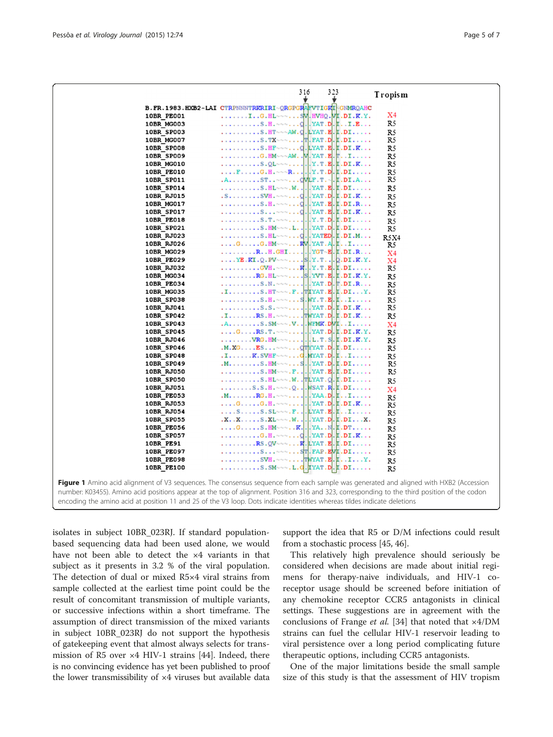| | 316 | 323 | Tropism |
|---|---|---|---|
| B.FR.1983.HXB2-LAI | CTRPNNNTRKRIRI~QRGPGRAFVTIGKI~GNMRQAHC | | |
| 10BR_PE001 | .......I..G.HL~~~...SV.HVHQ.VI.DI.K.Y. | | X4 |
| 10BR_MG003 | ..........S.H.~~~~...Q..YAT.D.I..I.E... | | R5 |
| 10BR_SP003 | ..........S.HT~~~AW.Q.LYAT.E.I.DI..... | | R5 |
| 10BR_MG007 | ..........S.TX~~~~...T.FAT.D.I.DI..... | | R5 |
| 10BR_SP008 | ..........S.HF~~~~...Q.LYAT.E.I.DI.K... | | R5 |
| 10BR_SP009 | ..........G.HM~~~AW..V.YAT.E.T..I..... | | R5 |
| 10BR_MG010 | ..........S.QL~~~~.....Y.T.E.I.DI.K... | | R5 |
| 10BR_PE010 | ....F.....G.H.~~~R......Y.T.D.I.DI..... | | R5 |
| 10BR_SP011 | .A........ST..~~~~...QVLF.T.~.I.DI.A... | | R5 |
| 10BR_SP014 | ..........S.HL~~~.W.....YAT.E.I.DI..... | | R5 |
| 10BR_RJ015 | .S........SVH.~~~~...Q..YAT.D.I.DI.K... | | R5 |
| 10BR_MG017 | ..........S.H.~~~~...Q..YAT.E.I.DI.R... | | R5 |
| 10BR_SP017 | ..........S...~~~~...Q..YAT.E.I.DI.K... | | R5 |
| 10BR_PE018 | ..........S.T.~~~~......Y.T.D.I.DI..... | | R5 |
| 10BR_SP021 | ..........S.HM~~~.L.....YAT.D.I.DI..... | | R5 |
| 10BR_RJ023 | ..........S.HL~~~~...Q..YATED.I.DI.M... | | R5X4 |
| 10BR_RJ026 | ....G.....G.HM~~~~...RV.YAT.A.I..I..... | | R5 |
| 10BR_MG029 | .........R..H.GHI.......YGT~E.I.DI.R... | | X4 |
| 10BR_PE029 | ....YE.KI.Q.PV~~~~....S.Y.T...Q.DI.K.Y. | | X4 |
| 10BR_RJ032 | ..........GVH.~~~~...R..Y.T.E.I.DI..... | | R5 |
| 10BR_MG034 | .........RG.HL~~~~....S.YVT.E.I.DI.K.Y. | | R5 |
| 10BR_PE034 | ..........S.N.~~~~......YAT.D.T.DI.R... | | R5 |
| 10BR_MG035 | .I........S.HT~~~.F..TIYAT.E.I.DI...Y. | | R5 |
| 10BR_SP038 | ..........S.H.~~~~...S.WY.T.E.I..I..... | | R5 |
| 10BR_RJ041 | ..........S.S.~~~~......YAT.D.I.DI.K... | | R5 |
| 10BR_SP042 | .I.......RS.H.~~~~....TWYAT.D.I.DI.K... | | R5 |
| 10BR_SP043 | .A........S.SM~~~.V...WFMK.DVI..I..... | | X4 |
| 10BR_SP045 | ....G....RS.T.~~~~......YAT.D.I.DI.K.Y. | | R5 |
| 10BR_RJ046 | ........VRG.HM~~~~.......L.T.S.I.DI.K.Y. | | R5 |
| 10BR_SP046 | .M.XG....ES...~~~~...QTYAT.D.I.DI..... | | R5 |
| 10BR_SP048 | .I......K.SVHF~~~~...G.MYAT.D.I..I..... | | R5 |
| 10BR_SP049 | .M........S.HM~~~~...S..YAT.D.I.DI..... | | R5 |
| 10BR_RJ050 | ..........S.HM~~~.F.....YAT.E.I.DI..... | | R5 |
| 10BR_SP050 | ..........S.HL~~~.W..TLYAT.Q.I.DI..... | | R5 |
| 10BR_RJ051 | ........S.S.H.~~~.Q...WSAT.R.I.DI..... | | X4 |
| 10BR_PE053 | .M.......RG.H.~~~~......YAA.D.I..I..... | | R5 |
| 10BR_RJ053 | ....G.....G.H.~~~~......YAT.D.I.DI.K... | | R5 |
| 10BR_RJ054 | ....S.....S.SL~~~.F...LYAT.E.I..I..... | | R5 |
| 10BR_SP055 | .X..X.....S.XL~~~.W.....YAT.D.I.DI...X. | | R5 |
| 10BR_PE056 | ....G.....S.HM~~~~..K...YA..N.I.DT..... | | R5 |
| 10BR_SP057 | ..........G.H.~~~~...Q..YAT.D.I.DI.K... | | R5 |
| 10BR_PE91 | .........RS.QV~~~~...K.LYAT.E.I.DI..... | | R5 |
| 10BR_PE097 | ..........S...~~~~...ST.FAP.EVI.DI..... | | R5 |
| 10BR_PE098 | ..........SVH.~~~~....TWYAT.E.I..I...Y. | | R5 |
| 10BR_PE100 | ..........S.SM~~~.L.Q.IYAT.D.I.DI..... | | R5 |

**Figure 1** Amino acid alignment of V3 sequences. The consensus sequence from each sample was generated and aligned with HXB2 (Accession number: K03455). Amino acid positions appear at the top of alignment. Position 316 and 323, corresponding to the third position of the codon encoding the amino acid at position 11 and 25 of the V3 loop. Dots indicate identities whereas tildes indicate deletions

isolates in subject 10BR_023RJ. If standard population-based sequencing data had been used alone, we would have not been able to detect the ×4 variants in that subject as it presents in 3.2 % of the viral population. The detection of dual or mixed R5×4 viral strains from sample collected at the earliest time point could be the result of concomitant transmission of multiple variants, or successive infections within a short timeframe. The assumption of direct transmission of the mixed variants in subject 10BR_023RJ do not support the hypothesis of gatekeeping event that almost always selects for transmission of R5 over ×4 HIV-1 strains [44]. Indeed, there is no convincing evidence has yet been published to proof the lower transmissibility of ×4 viruses but available data support the idea that R5 or D/M infections could result from a stochastic process [45, 46].

This relatively high prevalence should seriously be considered when decisions are made about initial regimens for therapy-naive individuals, and HIV-1 co-receptor usage should be screened before initiation of any chemokine receptor CCR5 antagonists in clinical settings. These suggestions are in agreement with the conclusions of Frange *et al.* [34] that noted that ×4/DM strains can fuel the cellular HIV-1 reservoir leading to viral persistence over a long period complicating future therapeutic options, including CCR5 antagonists.

One of the major limitations beside the small sample size of this study is that the assessment of HIV tropism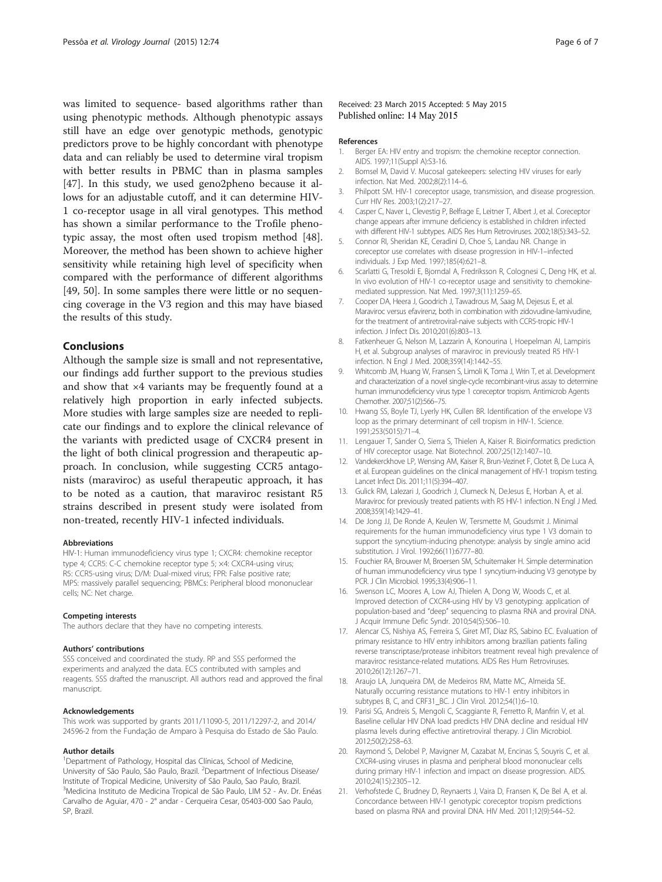was limited to sequence- based algorithms rather than using phenotypic methods. Although phenotypic assays still have an edge over genotypic methods, genotypic predictors prove to be highly concordant with phenotype data and can reliably be used to determine viral tropism with better results in PBMC than in plasma samples [47]. In this study, we used geno2pheno because it allows for an adjustable cutoff, and it can determine HIV-1 co-receptor usage in all viral genotypes. This method has shown a similar performance to the Trofile phenotypic assay, the most often used tropism method [48]. Moreover, the method has been shown to achieve higher sensitivity while retaining high level of specificity when compared with the performance of different algorithms [49, 50]. In some samples there were little or no sequencing coverage in the V3 region and this may have biased the results of this study.

## Conclusions

Although the sample size is small and not representative, our findings add further support to the previous studies and show that ×4 variants may be frequently found at a relatively high proportion in early infected subjects. More studies with large samples size are needed to replicate our findings and to explore the clinical relevance of the variants with predicted usage of CXCR4 present in the light of both clinical progression and therapeutic approach. In conclusion, while suggesting CCR5 antagonists (maraviroc) as useful therapeutic approach, it has to be noted as a caution, that maraviroc resistant R5 strains described in present study were isolated from non-treated, recently HIV-1 infected individuals.

### Abbreviations

HIV-1: Human immunodeficiency virus type 1; CXCR4: chemokine receptor type 4; CCR5: C-C chemokine receptor type 5; ×4: CXCR4-using virus; R5: CCR5-using virus; D/M: Dual-mixed virus; FPR: False positive rate; MPS: massively parallel sequencing; PBMCs: Peripheral blood mononuclear cells; NC: Net charge.

### Competing interests

The authors declare that they have no competing interests.

### Authors' contributions

SSS conceived and coordinated the study. RP and SSS performed the experiments and analyzed the data. ECS contributed with samples and reagents. SSS drafted the manuscript. All authors read and approved the final manuscript.

### Acknowledgements

This work was supported by grants 2011/11090-5, 2011/12297-2, and 2014/24596-2 from the Fundação de Amparo à Pesquisa do Estado de São Paulo.

### Author details

[1]Department of Pathology, Hospital das Clínicas, School of Medicine, University of São Paulo, São Paulo, Brazil. [2]Department of Infectious Disease/ Institute of Tropical Medicine, University of São Paulo, Sao Paulo, Brazil. [3]Medicina Instituto de Medicina Tropical de São Paulo, LIM 52 - Av. Dr. Enéas Carvalho de Aguiar, 470 - 2° andar - Cerqueira Cesar, 05403-000 Sao Paulo, SP, Brazil.

Received: 23 March 2015 Accepted: 5 May 2015
Published online: 14 May 2015

### References

1. Berger EA: HIV entry and tropism: the chemokine receptor connection. AIDS. 1997;11(Suppl A):S3-16.
2. Bomsel M, David V. Mucosal gatekeepers: selecting HIV viruses for early infection. Nat Med. 2002;8(2):114–6.
3. Philpott SM. HIV-1 coreceptor usage, transmission, and disease progression. Curr HIV Res. 2003;1(2):217–27.
4. Casper C, Naver L, Clevestig P, Belfrage E, Leitner T, Albert J, et al. Coreceptor change appears after immune deficiency is established in children infected with different HIV-1 subtypes. AIDS Res Hum Retroviruses. 2002;18(5):343–52.
5. Connor RI, Sheridan KE, Ceradini D, Choe S, Landau NR. Change in coreceptor use correlates with disease progression in HIV-1–infected individuals. J Exp Med. 1997;185(4):621–8.
6. Scarlatti G, Tresoldi E, Bjorndal A, Fredriksson R, Colognesi C, Deng HK, et al. In vivo evolution of HIV-1 co-receptor usage and sensitivity to chemokine-mediated suppression. Nat Med. 1997;3(11):1259–65.
7. Cooper DA, Heera J, Goodrich J, Tawadrous M, Saag M, Dejesus E, et al. Maraviroc versus efavirenz, both in combination with zidovudine-lamivudine, for the treatment of antiretroviral-naive subjects with CCR5-tropic HIV-1 infection. J Infect Dis. 2010;201(6):803–13.
8. Fatkenheuer G, Nelson M, Lazzarin A, Konourina I, Hoepelman AI, Lampiris H, et al. Subgroup analyses of maraviroc in previously treated R5 HIV-1 infection. N Engl J Med. 2008;359(14):1442–55.
9. Whitcomb JM, Huang W, Fransen S, Limoli K, Toma J, Wrin T, et al. Development and characterization of a novel single-cycle recombinant-virus assay to determine human immunodeficiency virus type 1 coreceptor tropism. Antimicrob Agents Chemother. 2007;51(2):566–75.
10. Hwang SS, Boyle TJ, Lyerly HK, Cullen BR. Identification of the envelope V3 loop as the primary determinant of cell tropism in HIV-1. Science. 1991;253(5015):71–4.
11. Lengauer T, Sander O, Sierra S, Thielen A, Kaiser R. Bioinformatics prediction of HIV coreceptor usage. Nat Biotechnol. 2007;25(12):1407–10.
12. Vandekerckhove LP, Wensing AM, Kaiser R, Brun-Vezinet F, Clotet B, De Luca A, et al. European guidelines on the clinical management of HIV-1 tropism testing. Lancet Infect Dis. 2011;11(5):394–407.
13. Gulick RM, Lalezari J, Goodrich J, Clumeck N, DeJesus E, Horban A, et al. Maraviroc for previously treated patients with R5 HIV-1 infection. N Engl J Med. 2008;359(14):1429–41.
14. De Jong JJ, De Ronde A, Keulen W, Tersmette M, Goudsmit J. Minimal requirements for the human immunodeficiency virus type 1 V3 domain to support the syncytium-inducing phenotype: analysis by single amino acid substitution. J Virol. 1992;66(11):6777–80.
15. Fouchier RA, Brouwer M, Broersen SM, Schuitemaker H. Simple determination of human immunodeficiency virus type 1 syncytium-inducing V3 genotype by PCR. J Clin Microbiol. 1995;33(4):906–11.
16. Swenson LC, Moores A, Low AJ, Thielen A, Dong W, Woods C, et al. Improved detection of CXCR4-using HIV by V3 genotyping: application of population-based and "deep" sequencing to plasma RNA and proviral DNA. J Acquir Immune Defic Syndr. 2010;54(5):506–10.
17. Alencar CS, Nishiya AS, Ferreira S, Giret MT, Diaz RS, Sabino EC. Evaluation of primary resistance to HIV entry inhibitors among brazilian patients failing reverse transcriptase/protease inhibitors treatment reveal high prevalence of maraviroc resistance-related mutations. AIDS Res Hum Retroviruses. 2010;26(12):1267–71.
18. Araujo LA, Junqueira DM, de Medeiros RM, Matte MC, Almeida SE. Naturally occurring resistance mutations to HIV-1 entry inhibitors in subtypes B, C, and CRF31_BC. J Clin Virol. 2012;54(1):6–10.
19. Parisi SG, Andreis S, Mengoli C, Scaggiante R, Ferretto R, Manfrin V, et al. Baseline cellular HIV DNA load predicts HIV DNA decline and residual HIV plasma levels during effective antiretroviral therapy. J Clin Microbiol. 2012;50(2):258–63.
20. Raymond S, Delobel P, Mavigner M, Cazabat M, Encinas S, Souyris C, et al. CXCR4-using viruses in plasma and peripheral blood mononuclear cells during primary HIV-1 infection and impact on disease progression. AIDS. 2010;24(15):2305–12.
21. Verhofstede C, Brudney D, Reynaerts J, Vaira D, Fransen K, De Bel A, et al. Concordance between HIV-1 genotypic coreceptor tropism predictions based on plasma RNA and proviral DNA. HIV Med. 2011;12(9):544–52.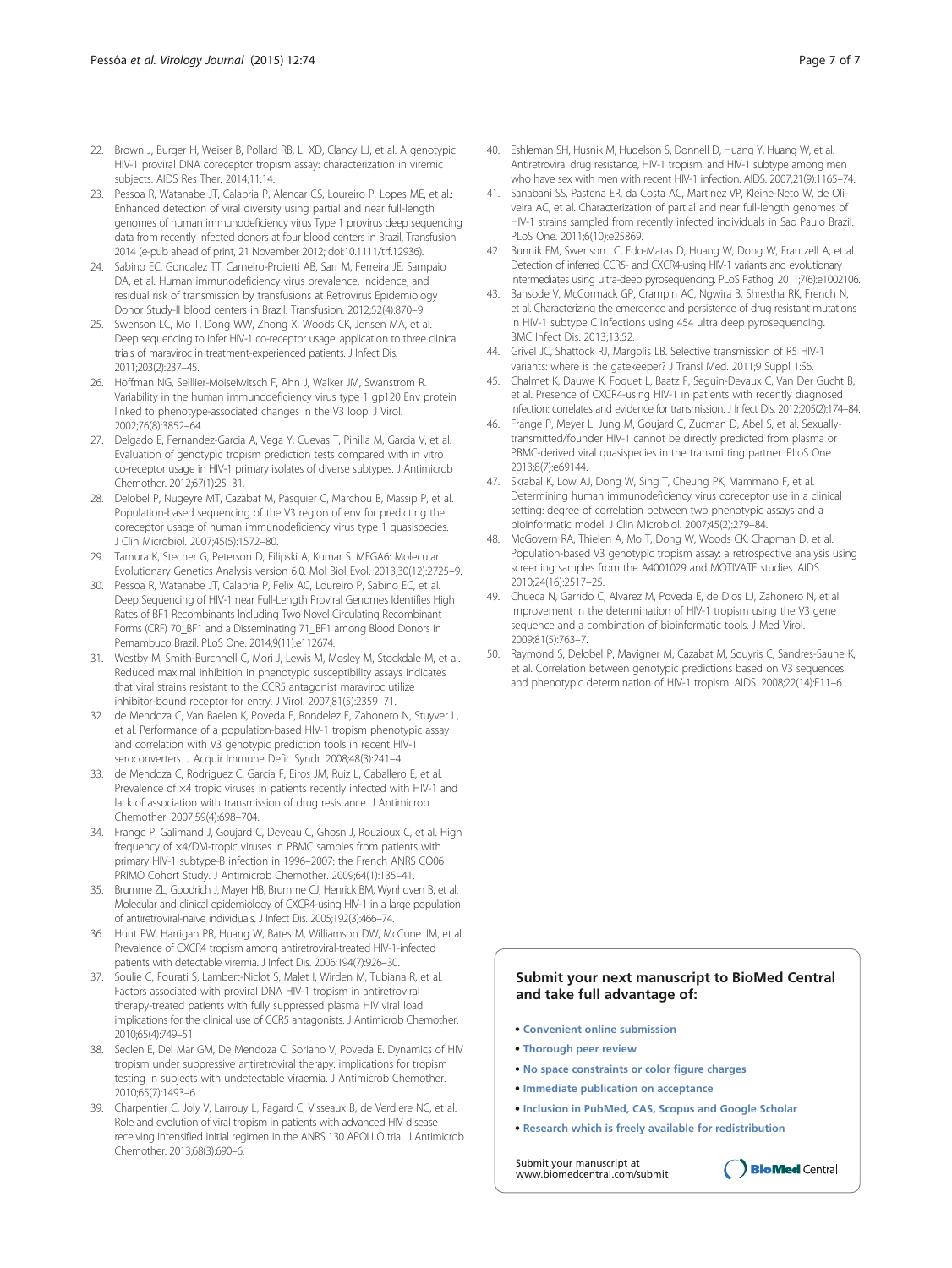22. Brown J, Burger H, Weiser B, Pollard RB, Li XD, Clancy LJ, et al. A genotypic HIV-1 proviral DNA coreceptor tropism assay: characterization in viremic subjects. AIDS Res Ther. 2014;11:14.
23. Pessoa R, Watanabe JT, Calabria P, Alencar CS, Loureiro P, Lopes ME, et al.: Enhanced detection of viral diversity using partial and near full-length genomes of human immunodeficiency virus Type 1 provirus deep sequencing data from recently infected donors at four blood centers in Brazil. Transfusion 2014 (e-pub ahead of print, 21 November 2012; doi:10.1111/trf.12936).
24. Sabino EC, Goncalez TT, Carneiro-Proietti AB, Sarr M, Ferreira JE, Sampaio DA, et al. Human immunodeficiency virus prevalence, incidence, and residual risk of transmission by transfusions at Retrovirus Epidemiology Donor Study-II blood centers in Brazil. Transfusion. 2012;52(4):870–9.
25. Swenson LC, Mo T, Dong WW, Zhong X, Woods CK, Jensen MA, et al. Deep sequencing to infer HIV-1 co-receptor usage: application to three clinical trials of maraviroc in treatment-experienced patients. J Infect Dis. 2011;203(2):237–45.
26. Hoffman NG, Seillier-Moiseiwitsch F, Ahn J, Walker JM, Swanstrom R. Variability in the human immunodeficiency virus type 1 gp120 Env protein linked to phenotype-associated changes in the V3 loop. J Virol. 2002;76(8):3852–64.
27. Delgado E, Fernandez-Garcia A, Vega Y, Cuevas T, Pinilla M, Garcia V, et al. Evaluation of genotypic tropism prediction tests compared with in vitro co-receptor usage in HIV-1 primary isolates of diverse subtypes. J Antimicrob Chemother. 2012;67(1):25–31.
28. Delobel P, Nugeyre MT, Cazabat M, Pasquier C, Marchou B, Massip P, et al. Population-based sequencing of the V3 region of env for predicting the coreceptor usage of human immunodeficiency virus type 1 quasispecies. J Clin Microbiol. 2007;45(5):1572–80.
29. Tamura K, Stecher G, Peterson D, Filipski A, Kumar S. MEGA6: Molecular Evolutionary Genetics Analysis version 6.0. Mol Biol Evol. 2013;30(12):2725–9.
30. Pessoa R, Watanabe JT, Calabria P, Felix AC, Loureiro P, Sabino EC, et al. Deep Sequencing of HIV-1 near Full-Length Proviral Genomes Identifies High Rates of BF1 Recombinants Including Two Novel Circulating Recombinant Forms (CRF) 70_BF1 and a Disseminating 71_BF1 among Blood Donors in Pernambuco Brazil. PLoS One. 2014;9(11):e112674.
31. Westby M, Smith-Burchnell C, Mori J, Lewis M, Mosley M, Stockdale M, et al. Reduced maximal inhibition in phenotypic susceptibility assays indicates that viral strains resistant to the CCR5 antagonist maraviroc utilize inhibitor-bound receptor for entry. J Virol. 2007;81(5):2359–71.
32. de Mendoza C, Van Baelen K, Poveda E, Rondelez E, Zahonero N, Stuyver L, et al. Performance of a population-based HIV-1 tropism phenotypic assay and correlation with V3 genotypic prediction tools in recent HIV-1 seroconverters. J Acquir Immune Defic Syndr. 2008;48(3):241–4.
33. de Mendoza C, Rodriguez C, Garcia F, Eiros JM, Ruiz L, Caballero E, et al. Prevalence of ×4 tropic viruses in patients recently infected with HIV-1 and lack of association with transmission of drug resistance. J Antimicrob Chemother. 2007;59(4):698–704.
34. Frange P, Galimand J, Goujard C, Deveau C, Ghosn J, Rouzioux C, et al. High frequency of ×4/DM-tropic viruses in PBMC samples from patients with primary HIV-1 subtype-B infection in 1996–2007: the French ANRS CO06 PRIMO Cohort Study. J Antimicrob Chemother. 2009;64(1):135–41.
35. Brumme ZL, Goodrich J, Mayer HB, Brumme CJ, Henrick BM, Wynhoven B, et al. Molecular and clinical epidemiology of CXCR4-using HIV-1 in a large population of antiretroviral-naive individuals. J Infect Dis. 2005;192(3):466–74.
36. Hunt PW, Harrigan PR, Huang W, Bates M, Williamson DW, McCune JM, et al. Prevalence of CXCR4 tropism among antiretroviral-treated HIV-1-infected patients with detectable viremia. J Infect Dis. 2006;194(7):926–30.
37. Soulie C, Fourati S, Lambert-Niclot S, Malet I, Wirden M, Tubiana R, et al. Factors associated with proviral DNA HIV-1 tropism in antiretroviral therapy-treated patients with fully suppressed plasma HIV viral load: implications for the clinical use of CCR5 antagonists. J Antimicrob Chemother. 2010;65(4):749–51.
38. Seclen E, Del Mar GM, De Mendoza C, Soriano V, Poveda E. Dynamics of HIV tropism under suppressive antiretroviral therapy: implications for tropism testing in subjects with undetectable viraemia. J Antimicrob Chemother. 2010;65(7):1493–6.
39. Charpentier C, Joly V, Larrouy L, Fagard C, Visseaux B, de Verdiere NC, et al. Role and evolution of viral tropism in patients with advanced HIV disease receiving intensified initial regimen in the ANRS 130 APOLLO trial. J Antimicrob Chemother. 2013;68(3):690–6.
40. Eshleman SH, Husnik M, Hudelson S, Donnell D, Huang Y, Huang W, et al. Antiretroviral drug resistance, HIV-1 tropism, and HIV-1 subtype among men who have sex with men with recent HIV-1 infection. AIDS. 2007;21(9):1165–74.
41. Sanabani SS, Pastena ER, da Costa AC, Martinez VP, Kleine-Neto W, de Oliveira AC, et al. Characterization of partial and near full-length genomes of HIV-1 strains sampled from recently infected individuals in Sao Paulo Brazil. PLoS One. 2011;6(10):e25869.
42. Bunnik EM, Swenson LC, Edo-Matas D, Huang W, Dong W, Frantzell A, et al. Detection of inferred CCR5- and CXCR4-using HIV-1 variants and evolutionary intermediates using ultra-deep pyrosequencing. PLoS Pathog. 2011;7(6):e1002106.
43. Bansode V, McCormack GP, Crampin AC, Ngwira B, Shrestha RK, French N, et al. Characterizing the emergence and persistence of drug resistant mutations in HIV-1 subtype C infections using 454 ultra deep pyrosequencing. BMC Infect Dis. 2013;13:52.
44. Grivel JC, Shattock RJ, Margolis LB. Selective transmission of R5 HIV-1 variants: where is the gatekeeper? J Transl Med. 2011;9 Suppl 1:S6.
45. Chalmet K, Dauwe K, Foquet L, Baatz F, Seguin-Devaux C, Van Der Gucht B, et al. Presence of CXCR4-using HIV-1 in patients with recently diagnosed infection: correlates and evidence for transmission. J Infect Dis. 2012;205(2):174–84.
46. Frange P, Meyer L, Jung M, Goujard C, Zucman D, Abel S, et al. Sexually-transmitted/founder HIV-1 cannot be directly predicted from plasma or PBMC-derived viral quasispecies in the transmitting partner. PLoS One. 2013;8(7):e69144.
47. Skrabal K, Low AJ, Dong W, Sing T, Cheung PK, Mammano F, et al. Determining human immunodeficiency virus coreceptor use in a clinical setting: degree of correlation between two phenotypic assays and a bioinformatic model. J Clin Microbiol. 2007;45(2):279–84.
48. McGovern RA, Thielen A, Mo T, Dong W, Woods CK, Chapman D, et al. Population-based V3 genotypic tropism assay: a retrospective analysis using screening samples from the A4001029 and MOTIVATE studies. AIDS. 2010;24(16):2517–25.
49. Chueca N, Garrido C, Alvarez M, Poveda E, de Dios LJ, Zahonero N, et al. Improvement in the determination of HIV-1 tropism using the V3 gene sequence and a combination of bioinformatic tools. J Med Virol. 2009;81(5):763–7.
50. Raymond S, Delobel P, Mavigner M, Cazabat M, Souyris C, Sandres-Saune K, et al. Correlation between genotypic predictions based on V3 sequences and phenotypic determination of HIV-1 tropism. AIDS. 2008;22(14):F11–6.

**Submit your next manuscript to BioMed Central and take full advantage of:**

- **Convenient online submission**
- **Thorough peer review**
- **No space constraints or color figure charges**
- **Immediate publication on acceptance**
- **Inclusion in PubMed, CAS, Scopus and Google Scholar**
- **Research which is freely available for redistribution**

Submit your manuscript at
www.biomedcentral.com/submit

BioMed Central